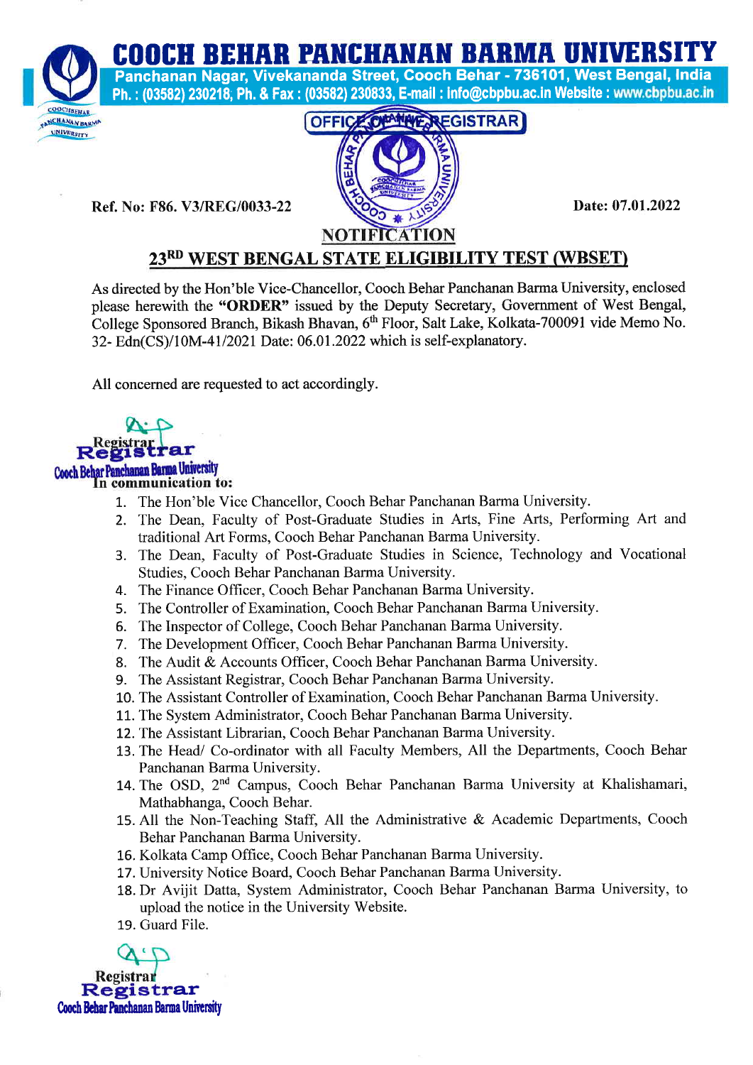# COOCH BEHAR PANCHANAN BARMA UNIVERSITY

Panchanan Nagar, Vivekananda Street, Cooch Behar - 736101, West Bengal, India
Ph. : (03582) 230218; Ph. & Fax : (03582) 230833, E-mail : info@cbpbu.ac.in Website : www.cbpbu.ac.in

OFFICE OF THE REGISTRAR

Ref. No: F86. V3/REG/0033-22

Date: 07.01.2022

## NOTIFICATION

## 23RD WEST BENGAL STATE ELIGIBILITY TEST (WBSET)

As directed by the Hon'ble Vice-Chancellor, Cooch Behar Panchanan Barma University, enclosed please herewith the **"ORDER"** issued by the Deputy Secretary, Government of West Bengal, College Sponsored Branch, Bikash Bhavan, 6th Floor, Salt Lake, Kolkata-700091 vide Memo No. 32- Edn(CS)/10M-41/2021 Date: 06.01.2022 which is self-explanatory.

All concerned are requested to act accordingly.

Registrar
Registrar
Cooch Behar Panchanan Barma University

**In communication to:**

1. The Hon'ble Vice Chancellor, Cooch Behar Panchanan Barma University.
2. The Dean, Faculty of Post-Graduate Studies in Arts, Fine Arts, Performing Art and traditional Art Forms, Cooch Behar Panchanan Barma University.
3. The Dean, Faculty of Post-Graduate Studies in Science, Technology and Vocational Studies, Cooch Behar Panchanan Barma University.
4. The Finance Officer, Cooch Behar Panchanan Barma University.
5. The Controller of Examination, Cooch Behar Panchanan Barma University.
6. The Inspector of College, Cooch Behar Panchanan Barma University.
7. The Development Officer, Cooch Behar Panchanan Barma University.
8. The Audit & Accounts Officer, Cooch Behar Panchanan Barma University.
9. The Assistant Registrar, Cooch Behar Panchanan Barma University.
10. The Assistant Controller of Examination, Cooch Behar Panchanan Barma University.
11. The System Administrator, Cooch Behar Panchanan Barma University.
12. The Assistant Librarian, Cooch Behar Panchanan Barma University.
13. The Head/ Co-ordinator with all Faculty Members, All the Departments, Cooch Behar Panchanan Barma University.
14. The OSD, 2nd Campus, Cooch Behar Panchanan Barma University at Khalishamari, Mathabhanga, Cooch Behar.
15. All the Non-Teaching Staff, All the Administrative & Academic Departments, Cooch Behar Panchanan Barma University.
16. Kolkata Camp Office, Cooch Behar Panchanan Barma University.
17. University Notice Board, Cooch Behar Panchanan Barma University.
18. Dr Avijit Datta, System Administrator, Cooch Behar Panchanan Barma University, to upload the notice in the University Website.
19. Guard File.

Registrar
Registrar
Cooch Behar Panchanan Barma University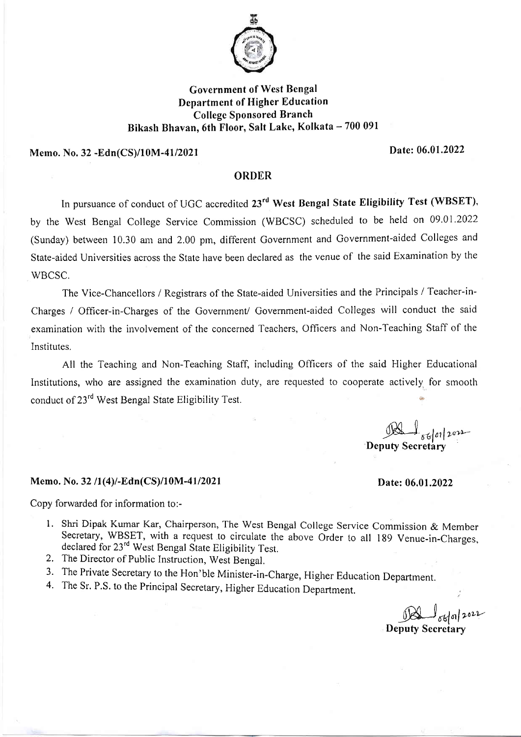**Government of West Bengal**
**Department of Higher Education**
**College Sponsored Branch**
**Bikash Bhavan, 6th Floor, Salt Lake, Kolkata – 700 091**

**Memo. No. 32 -Edn(CS)/10M-41/2021** **Date: 06.01.2022**

## ORDER

In pursuance of conduct of UGC accredited 23rd **West Bengal State Eligibility Test (WBSET)**, by the West Bengal College Service Commission (WBCSC) scheduled to be held on 09.01.2022 (Sunday) between 10.30 am and 2.00 pm, different Government and Government-aided Colleges and State-aided Universities across the State have been declared as the venue of the said Examination by the WBCSC.

The Vice-Chancellors / Registrars of the State-aided Universities and the Principals / Teacher-in-Charges / Officer-in-Charges of the Government/ Government-aided Colleges will conduct the said examination with the involvement of the concerned Teachers, Officers and Non-Teaching Staff of the Institutes.

All the Teaching and Non-Teaching Staff, including Officers of the said Higher Educational Institutions, who are assigned the examination duty, are requested to cooperate actively for smooth conduct of 23rd West Bengal State Eligibility Test.

06/01/2022
**Deputy Secretary**

**Memo. No. 32 /1(4)/-Edn(CS)/10M-41/2021** **Date: 06.01.2022**

Copy forwarded for information to:-

1. Shri Dipak Kumar Kar, Chairperson, The West Bengal College Service Commission & Member Secretary, WBSET, with a request to circulate the above Order to all 189 Venue-in-Charges, declared for 23rd West Bengal State Eligibility Test.
2. The Director of Public Instruction, West Bengal.
3. The Private Secretary to the Hon'ble Minister-in-Charge, Higher Education Department.
4. The Sr. P.S. to the Principal Secretary, Higher Education Department.

06/01/2022
**Deputy Secretary**